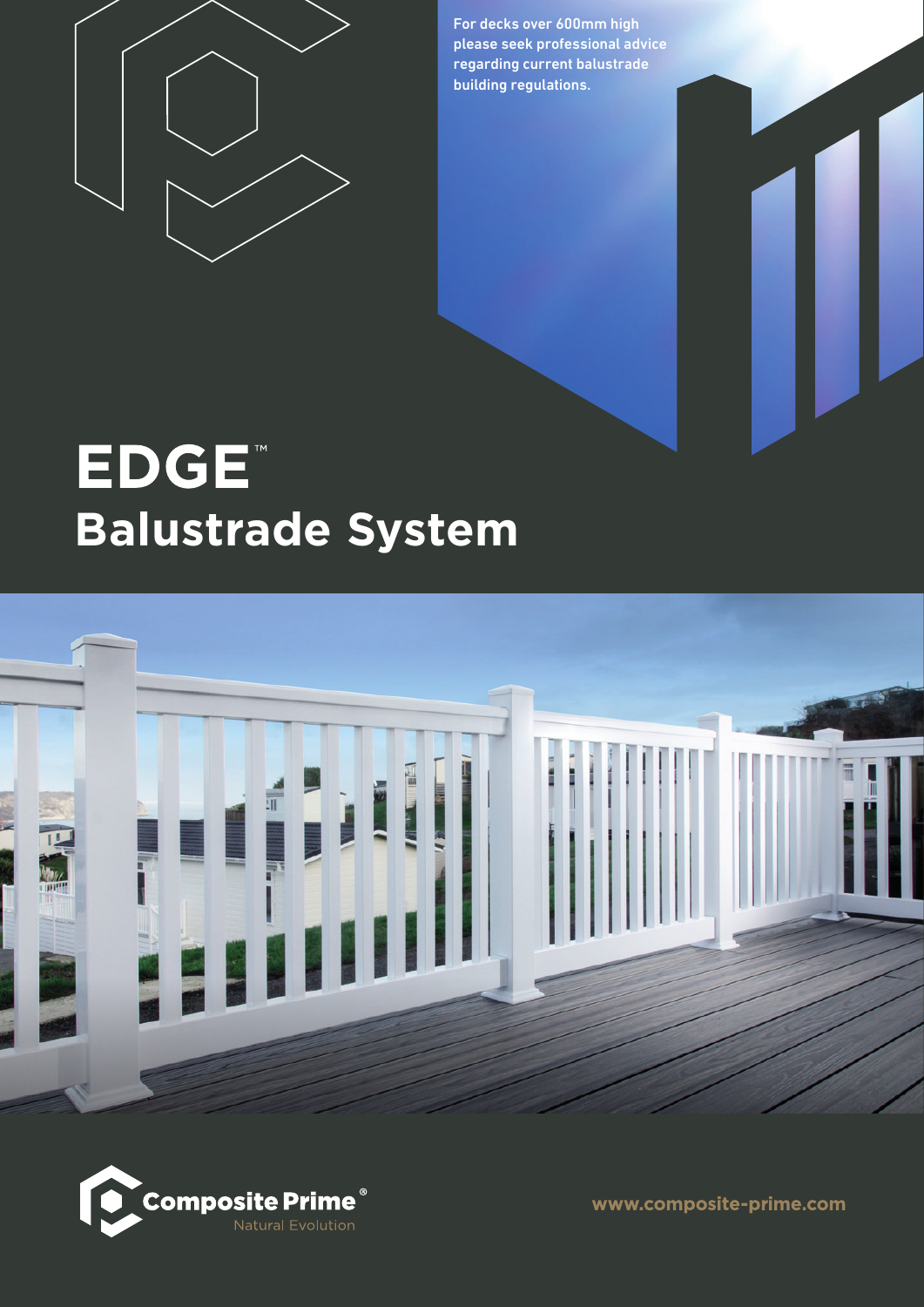For decks over 600mm high please seek professional advice regarding current balustrade building regulations.

# EDGE™

## Balustrade System

Composite Prime®

Natural Evolution

www.composite-prime.com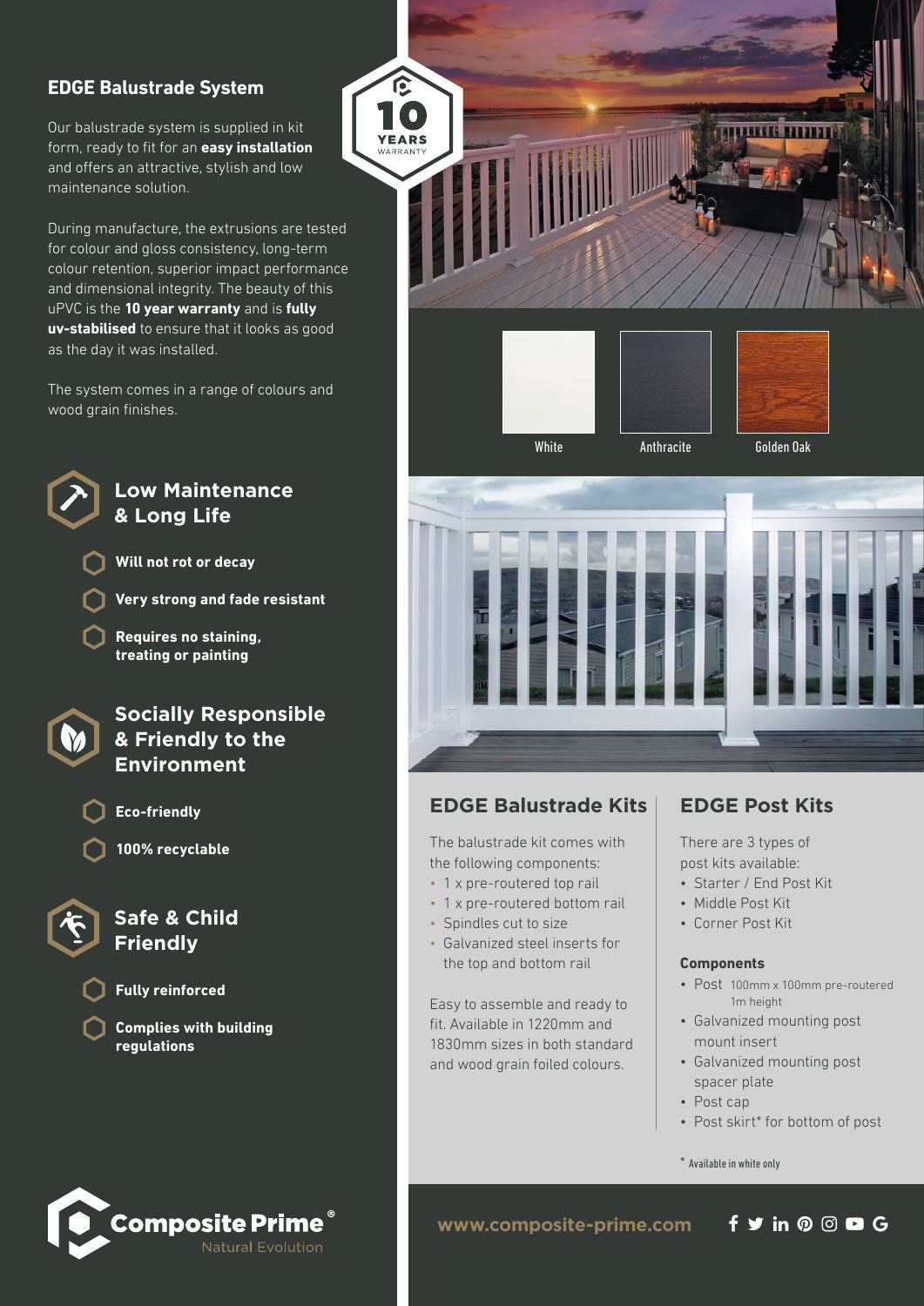## EDGE Balustrade System

Our balustrade system is supplied in kit form, ready to fit for an **easy installation** and offers an attractive, stylish and low maintenance solution.

During manufacture, the extrusions are tested for colour and gloss consistency, long-term colour retention, superior impact performance and dimensional integrity. The beauty of this uPVC is the **10 year warranty** and is **fully uv-stabilised** to ensure that it looks as good as the day it was installed.

The system comes in a range of colours and wood grain finishes.

10 YEARS WARRANTY

White

Anthracite

Golden Oak

### Low Maintenance & Long Life

- **Will not rot or decay**
- **Very strong and fade resistant**
- **Requires no staining, treating or painting**

### Socially Responsible & Friendly to the Environment

- **Eco-friendly**
- **100% recyclable**

### Safe & Child Friendly

- **Fully reinforced**
- **Complies with building regulations**

## EDGE Balustrade Kits

The balustrade kit comes with the following components:

- 1 x pre-routered top rail
- 1 x pre-routered bottom rail
- Spindles cut to size
- Galvanized steel inserts for the top and bottom rail

Easy to assemble and ready to fit. Available in 1220mm and 1830mm sizes in both standard and wood grain foiled colours.

## EDGE Post Kits

There are 3 types of post kits available:

- Starter / End Post Kit
- Middle Post Kit
- Corner Post Kit

**Components**

- Post 100mm x 100mm pre-routered 1m height
- Galvanized mounting post mount insert
- Galvanized mounting post spacer plate
- Post cap
- Post skirt* for bottom of post

* Available in white only

Composite Prime® Natural Evolution

www.composite-prime.com